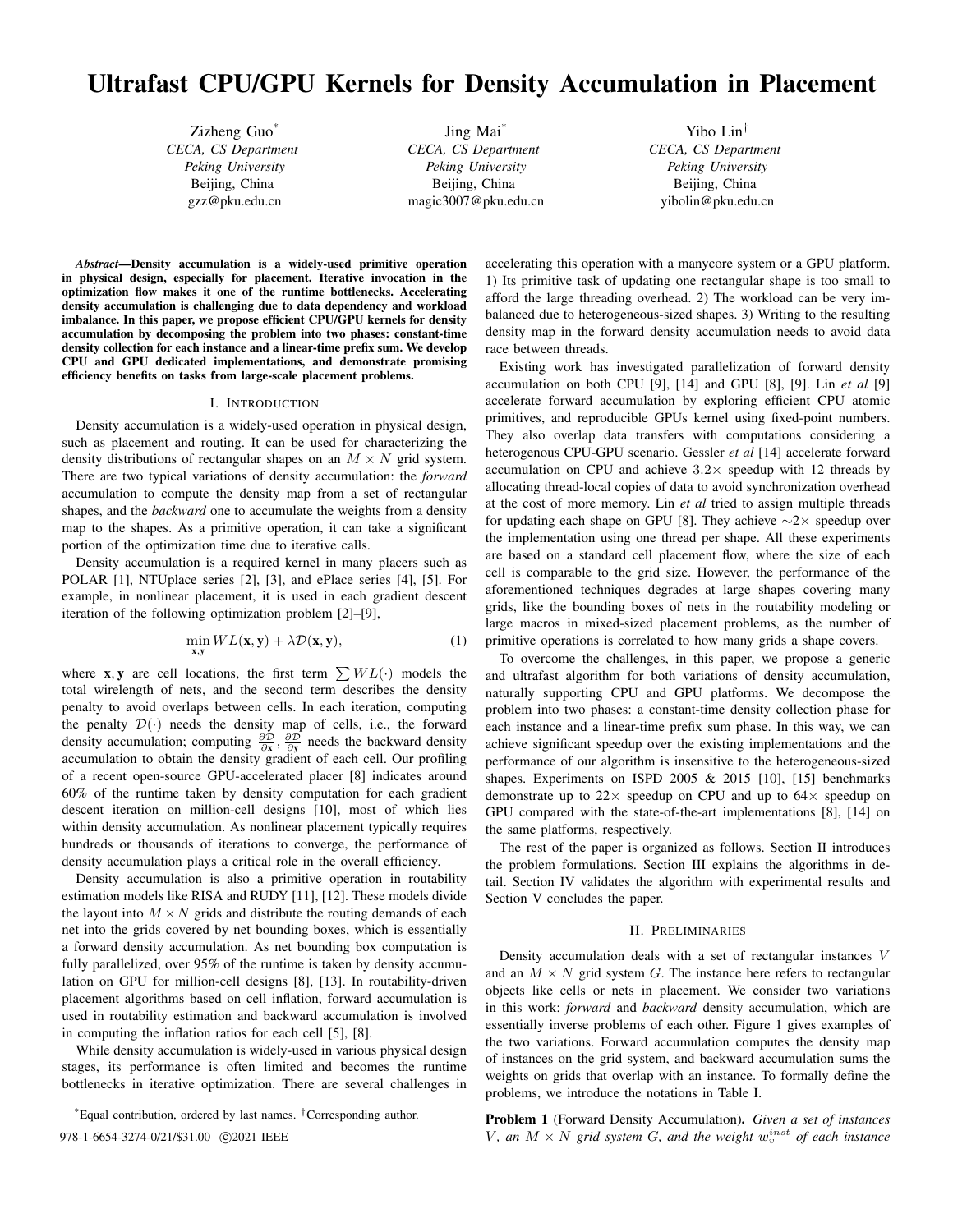# Ultrafast CPU/GPU Kernels for Density Accumulation in Placement

Zizheng Guo*
*CECA, CS Department*
*Peking University*
Beijing, China
gzz@pku.edu.cn

Jing Mai*
*CECA, CS Department*
*Peking University*
Beijing, China
magic3007@pku.edu.cn

Yibo Lin†
*CECA, CS Department*
*Peking University*
Beijing, China
yibolin@pku.edu.cn

***Abstract*—Density accumulation is a widely-used primitive operation in physical design, especially for placement. Iterative invocation in the optimization flow makes it one of the runtime bottlenecks. Accelerating density accumulation is challenging due to data dependency and workload imbalance. In this paper, we propose efficient CPU/GPU kernels for density accumulation by decomposing the problem into two phases: constant-time density collection for each instance and a linear-time prefix sum. We develop CPU and GPU dedicated implementations, and demonstrate promising efficiency benefits on tasks from large-scale placement problems.**

## I. Introduction

Density accumulation is a widely-used operation in physical design, such as placement and routing. It can be used for characterizing the density distributions of rectangular shapes on an $M \times N$ grid system. There are two typical variations of density accumulation: the *forward* accumulation to compute the density map from a set of rectangular shapes, and the *backward* one to accumulate the weights from a density map to the shapes. As a primitive operation, it can take a significant portion of the optimization time due to iterative calls.

Density accumulation is a required kernel in many placers such as POLAR [1], NTUplace series [2], [3], and ePlace series [4], [5]. For example, in nonlinear placement, it is used in each gradient descent iteration of the following optimization problem [2]–[9],

$$\min_{\mathbf{x},\mathbf{y}} WL(\mathbf{x},\mathbf{y}) + \lambda \mathcal{D}(\mathbf{x},\mathbf{y}), \tag{1}$$

where $\mathbf{x}, \mathbf{y}$ are cell locations, the first term $\sum WL(\cdot)$ models the total wirelength of nets, and the second term describes the density penalty to avoid overlaps between cells. In each iteration, computing the penalty $\mathcal{D}(\cdot)$ needs the density map of cells, i.e., the forward density accumulation; computing $\frac{\partial \mathcal{D}}{\partial \mathbf{x}}, \frac{\partial \mathcal{D}}{\partial \mathbf{y}}$ needs the backward density accumulation to obtain the density gradient of each cell. Our profiling of a recent open-source GPU-accelerated placer [8] indicates around 60% of the runtime taken by density computation for each gradient descent iteration on million-cell designs [10], most of which lies within density accumulation. As nonlinear placement typically requires hundreds or thousands of iterations to converge, the performance of density accumulation plays a critical role in the overall efficiency.

Density accumulation is also a primitive operation in routability estimation models like RISA and RUDY [11], [12]. These models divide the layout into $M \times N$ grids and distribute the routing demands of each net into the grids covered by net bounding boxes, which is essentially a forward density accumulation. As net bounding box computation is fully parallelized, over 95% of the runtime is taken by density accumulation on GPU for million-cell designs [8], [13]. In routability-driven placement algorithms based on cell inflation, forward accumulation is used in routability estimation and backward accumulation is involved in computing the inflation ratios for each cell [5], [8].

While density accumulation is widely-used in various physical design stages, its performance is often limited and becomes the runtime bottlenecks in iterative optimization. There are several challenges in accelerating this operation with a manycore system or a GPU platform. 1) Its primitive task of updating one rectangular shape is too small to afford the large threading overhead. 2) The workload can be very imbalanced due to heterogeneous-sized shapes. 3) Writing to the resulting density map in the forward density accumulation needs to avoid data race between threads.

Existing work has investigated parallelization of forward density accumulation on both CPU [9], [14] and GPU [8], [9]. Lin *et al* [9] accelerate forward accumulation by exploring efficient CPU atomic primitives, and reproducible GPUs kernel using fixed-point numbers. They also overlap data transfers with computations considering a heterogenous CPU-GPU scenario. Gessler *et al* [14] accelerate forward accumulation on CPU and achieve $3.2\times$ speedup with 12 threads by allocating thread-local copies of data to avoid synchronization overhead at the cost of more memory. Lin *et al* tried to assign multiple threads for updating each shape on GPU [8]. They achieve $\sim 2\times$ speedup over the implementation using one thread per shape. All these experiments are based on a standard cell placement flow, where the size of each cell is comparable to the grid size. However, the performance of the aforementioned techniques degrades at large shapes covering many grids, like the bounding boxes of nets in the routability modeling or large macros in mixed-sized placement problems, as the number of primitive operations is correlated to how many grids a shape covers.

To overcome the challenges, in this paper, we propose a generic and ultrafast algorithm for both variations of density accumulation, naturally supporting CPU and GPU platforms. We decompose the problem into two phases: a constant-time density collection phase for each instance and a linear-time prefix sum phase. In this way, we can achieve significant speedup over the existing implementations and the performance of our algorithm is insensitive to the heterogeneous-sized shapes. Experiments on ISPD 2005 & 2015 [10], [15] benchmarks demonstrate up to $22\times$ speedup on CPU and up to $64\times$ speedup on GPU compared with the state-of-the-art implementations [8], [14] on the same platforms, respectively.

The rest of the paper is organized as follows. Section II introduces the problem formulations. Section III explains the algorithms in detail. Section IV validates the algorithm with experimental results and Section V concludes the paper.

## II. Preliminaries

Density accumulation deals with a set of rectangular instances $V$ and an $M \times N$ grid system $G$. The instance here refers to rectangular objects like cells or nets in placement. We consider two variations in this work: *forward* and *backward* density accumulation, which are essentially inverse problems of each other. Figure 1 gives examples of the two variations. Forward accumulation computes the density map of instances on the grid system, and backward accumulation sums the weights on grids that overlap with an instance. To formally define the problems, we introduce the notations in Table I.

**Problem 1** (Forward Density Accumulation)**.** *Given a set of instances $V$, an $M \times N$ grid system $G$, and the weight $w_v^{inst}$ of each instance*

*Equal contribution, ordered by last names. †Corresponding author.

978-1-6654-3274-0/21/$31.00 ©2021 IEEE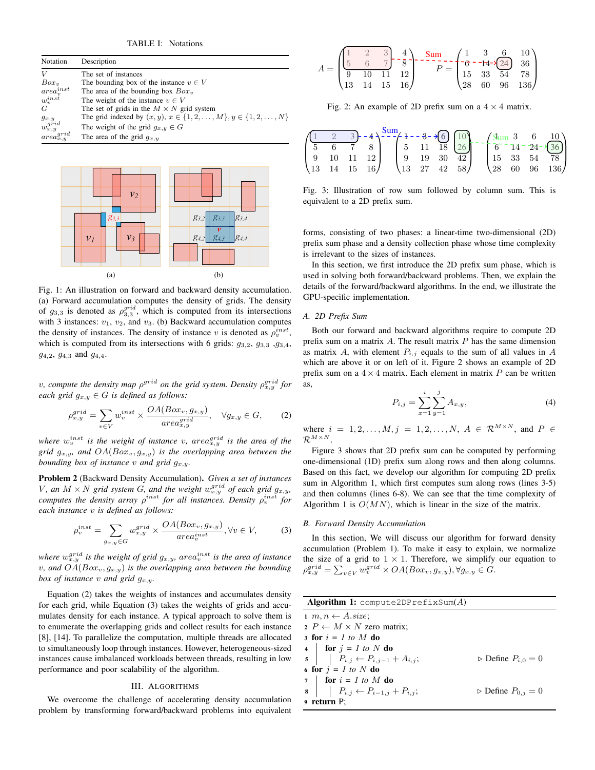TABLE I: Notations

| Notation | Description |
|---|---|
| $V$ | The set of instances |
| $Box_v$ | The bounding box of the instance $v \in V$ |
| $area_v^{inst}$ | The area of the bounding box $Box_v$ |
| $w_v^{inst}$ | The weight of the instance $v \in V$ |
| $G$ | The set of grids in the $M \times N$ grid system |
| $g_{x,y}$ | The grid indexed by $(x, y)$, $x \in \{1, 2, \ldots, M\}, y \in \{1, 2, \ldots, N\}$ |
| $w_{x,y}^{grid}$ | The weight of the grid $g_{x,y} \in G$ |
| $area_{x,y}^{grid}$ | The area of the grid $g_{x,y}$ |

Fig. 1: An illustration on forward and backward density accumulation. (a) Forward accumulation computes the density of grids. The density of $g_{3,3}$ is denoted as $\rho_{3,3}^{grid}$, which is computed from its intersections with 3 instances: $v_1$, $v_2$, and $v_3$. (b) Backward accumulation computes the density of instances. The density of instance $v$ is denoted as $\rho_v^{inst}$, which is computed from its intersections with 6 grids: $g_{3,2}$, $g_{3,3}$ ,$g_{3,4}$, $g_{4,2}$, $g_{4,3}$ and $g_{4,4}$.

*$v$, compute the density map $\rho^{grid}$ on the grid system. Density $\rho_{x,y}^{grid}$ for each grid $g_{x,y} \in G$ is defined as follows:*

$$\rho_{x,y}^{grid} = \sum_{v \in V} w_v^{inst} \times \frac{OA(Box_v, g_{x,y})}{area_{x,y}^{grid}}, \quad \forall g_{x,y} \in G, \tag{2}$$

*where $w_v^{inst}$ is the weight of instance $v$, $area_{x,y}^{grid}$ is the area of the grid $g_{x,y}$, and $OA(Box_v, g_{x,y})$ is the overlapping area between the bounding box of instance $v$ and grid $g_{x,y}$.*

**Problem 2** (Backward Density Accumulation)**.** *Given a set of instances $V$, an $M \times N$ grid system $G$, and the weight $w_{x,y}^{grid}$ of each grid $g_{x,y}$, computes the density array $\rho^{inst}$ for all instances. Density $\rho_v^{inst}$ for each instance $v$ is defined as follows:*

$$\rho_v^{inst} = \sum_{g_{x,y} \in G} w_{x,y}^{grid} \times \frac{OA(Box_v, g_{x,y})}{area_v^{inst}}, \forall v \in V, \tag{3}$$

*where $w_{x,y}^{grid}$ is the weight of grid $g_{x,y}$, $area_v^{inst}$ is the area of instance $v$, and $OA(Box_v, g_{x,y})$ is the overlapping area between the bounding box of instance $v$ and grid $g_{x,y}$.*

Equation (2) takes the weights of instances and accumulates density for each grid, while Equation (3) takes the weights of grids and accumulates density for each instance. A typical approach to solve them is to enumerate the overlapping grids and collect results for each instance [8], [14]. To parallelize the computation, multiple threads are allocated to simultaneously loop through instances. However, heterogeneous-sized instances cause imbalanced workloads between threads, resulting in low performance and poor scalability of the algorithm.

## III. Algorithms

We overcome the challenge of accelerating density accumulation problem by transforming forward/backward problems into equivalent forms, consisting of two phases: a linear-time two-dimensional (2D) prefix sum phase and a density collection phase whose time complexity is irrelevant to the sizes of instances.

$$A = \begin{pmatrix} 1 & 2 & 3 & 4 \\ 5 & 6 & 7 & 8 \\ 9 & 10 & 11 & 12 \\ 13 & 14 & 15 & 16 \end{pmatrix} \quad P = \begin{pmatrix} 1 & 3 & 6 & 10 \\ 6 & 14 & 24 & 36 \\ 15 & 33 & 54 & 78 \\ 28 & 60 & 96 & 136 \end{pmatrix}$$

Fig. 2: An example of 2D prefix sum on a $4 \times 4$ matrix.

$$\begin{pmatrix} 1 & 2 & 3 & 4 \\ 5 & 6 & 7 & 8 \\ 9 & 10 & 11 & 12 \\ 13 & 14 & 15 & 16 \end{pmatrix} \xrightarrow{\text{Sum}} \begin{pmatrix} 1 & 3 & 6 & 10 \\ 5 & 11 & 18 & 26 \\ 9 & 19 & 30 & 42 \\ 13 & 27 & 42 & 58 \end{pmatrix} \xrightarrow{\text{Sum}} \begin{pmatrix} 1 & 3 & 6 & 10 \\ 6 & 14 & 24 & 36 \\ 15 & 33 & 54 & 78 \\ 28 & 60 & 96 & 136 \end{pmatrix}$$

Fig. 3: Illustration of row sum followed by column sum. This is equivalent to a 2D prefix sum.

In this section, we first introduce the 2D prefix sum phase, which is used in solving both forward/backward problems. Then, we explain the details of the forward/backward algorithms. In the end, we illustrate the GPU-specific implementation.

### A. 2D Prefix Sum

Both our forward and backward algorithms require to compute 2D prefix sum on a matrix $A$. The result matrix $P$ has the same dimension as matrix $A$, with element $P_{i,j}$ equals to the sum of all values in $A$ which are above it or on left of it. Figure 2 shows an example of 2D prefix sum on a $4 \times 4$ matrix. Each element in matrix $P$ can be written as,

$$P_{i,j} = \sum_{x=1}^{i} \sum_{y=1}^{j} A_{x,y}, \tag{4}$$

where $i = 1, 2, \ldots, M, j = 1, 2, \ldots, N$, $A \in \mathcal{R}^{M \times N}$, and $P \in \mathcal{R}^{M \times N}$.

Figure 3 shows that 2D prefix sum can be computed by performing one-dimensional (1D) prefix sum along rows and then along columns. Based on this fact, we develop our algorithm for computing 2D prefix sum in Algorithm 1, which first computes sum along rows (lines 3-5) and then columns (lines 6-8). We can see that the time complexity of Algorithm 1 is $O(MN)$, which is linear in the size of the matrix.

### B. Forward Density Accumulation

In this section, We will discuss our algorithm for forward density accumulation (Problem 1). To make it easy to explain, we normalize the size of a grid to $1 \times 1$. Therefore, we simplify our equation to $\rho_{x,y}^{grid} = \sum_{v \in V} w_v^{grid} \times OA(Box_v, g_{x,y}), \forall g_{x,y} \in G$.

**Algorithm 1:** `compute2DPrefixSum(A)`

```
1 m, n ← A.size;
2 P ← M × N zero matrix;
3 for i = 1 to M do
4   for j = 1 to N do
5     P_{i,j} ← P_{i,j−1} + A_{i,j};        ▷ Define P_{i,0} = 0
6 for j = 1 to N do
7   for i = 1 to M do
8     P_{i,j} ← P_{i−1,j} + P_{i,j};        ▷ Define P_{0,j} = 0
9 return P;
```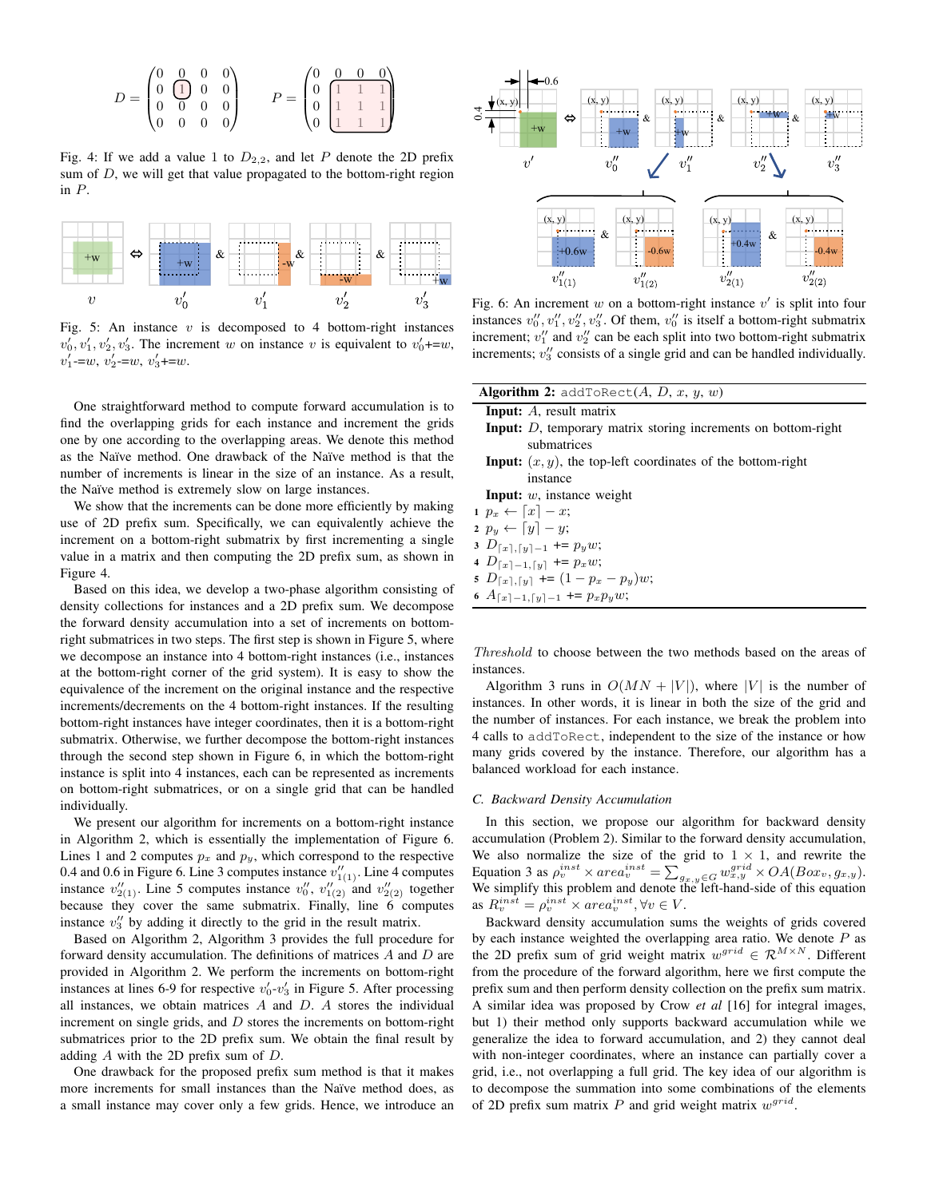$$D = \begin{pmatrix} 0 & 0 & 0 & 0 \\ 0 & 1 & 0 & 0 \\ 0 & 0 & 0 & 0 \\ 0 & 0 & 0 & 0 \end{pmatrix} \qquad P = \begin{pmatrix} 0 & 0 & 0 & 0 \\ 0 & 1 & 1 & 1 \\ 0 & 1 & 1 & 1 \\ 0 & 1 & 1 & 1 \end{pmatrix}$$

Fig. 4: If we add a value 1 to $D_{2,2}$, and let $P$ denote the 2D prefix sum of $D$, we will get that value propagated to the bottom-right region in $P$.

Fig. 5: An instance $v$ is decomposed to 4 bottom-right instances $v'_0, v'_1, v'_2, v'_3$. The increment $w$ on instance $v$ is equivalent to $v'_0$+=$w$, $v'_1$-=$w$, $v'_2$-=$w$, $v'_3$+=$w$.

One straightforward method to compute forward accumulation is to find the overlapping grids for each instance and increment the grids one by one according to the overlapping areas. We denote this method as the Naïve method. One drawback of the Naïve method is that the number of increments is linear in the size of an instance. As a result, the Naïve method is extremely slow on large instances.

We show that the increments can be done more efficiently by making use of 2D prefix sum. Specifically, we can equivalently achieve the increment on a bottom-right submatrix by first incrementing a single value in a matrix and then computing the 2D prefix sum, as shown in Figure 4.

Based on this idea, we develop a two-phase algorithm consisting of density collections for instances and a 2D prefix sum. We decompose the forward density accumulation into a set of increments on bottom-right submatrices in two steps. The first step is shown in Figure 5, where we decompose an instance into 4 bottom-right instances (i.e., instances at the bottom-right corner of the grid system). It is easy to show the equivalence of the increment on the original instance and the respective increments/decrements on the 4 bottom-right instances. If the resulting bottom-right instances have integer coordinates, then it is a bottom-right submatrix. Otherwise, we further decompose the bottom-right instances through the second step shown in Figure 6, in which the bottom-right instance is split into 4 instances, each can be represented as increments on bottom-right submatrices, or on a single grid that can be handled individually.

We present our algorithm for increments on a bottom-right instance in Algorithm 2, which is essentially the implementation of Figure 6. Lines 1 and 2 computes $p_x$ and $p_y$, which correspond to the respective 0.4 and 0.6 in Figure 6. Line 3 computes instance $v''_{1(1)}$. Line 4 computes instance $v''_{2(1)}$. Line 5 computes instance $v''_0$, $v''_{1(2)}$ and $v''_{2(2)}$ together because they cover the same submatrix. Finally, line 6 computes instance $v''_3$ by adding it directly to the grid in the result matrix.

Based on Algorithm 2, Algorithm 3 provides the full procedure for forward density accumulation. The definitions of matrices $A$ and $D$ are provided in Algorithm 2. We perform the increments on bottom-right instances at lines 6-9 for respective $v'_0$-$v'_3$ in Figure 5. After processing all instances, we obtain matrices $A$ and $D$. $A$ stores the individual increment on single grids, and $D$ stores the increments on bottom-right submatrices prior to the 2D prefix sum. We obtain the final result by adding $A$ with the 2D prefix sum of $D$.

One drawback for the proposed prefix sum method is that it makes more increments for small instances than the Naïve method does, as a small instance may cover only a few grids. Hence, we introduce an

Fig. 6: An increment $w$ on a bottom-right instance $v'$ is split into four instances $v''_0, v''_1, v''_2, v''_3$. Of them, $v''_0$ is itself a bottom-right submatrix increment; $v''_1$ and $v''_2$ can be each split into two bottom-right submatrix increments; $v''_3$ consists of a single grid and can be handled individually.

**Algorithm 2:** `addToRect`($A$, $D$, $x$, $y$, $w$)

**Input:** $A$, result matrix
**Input:** $D$, temporary matrix storing increments on bottom-right submatrices
**Input:** $(x, y)$, the top-left coordinates of the bottom-right instance
**Input:** $w$, instance weight

1. $p_x \leftarrow \lceil x \rceil - x$;
2. $p_y \leftarrow \lceil y \rceil - y$;
3. $D_{\lceil x \rceil, \lceil y \rceil - 1}$ += $p_y w$;
4. $D_{\lceil x \rceil - 1, \lceil y \rceil}$ += $p_x w$;
5. $D_{\lceil x \rceil, \lceil y \rceil}$ += $(1 - p_x - p_y)w$;
6. $A_{\lceil x \rceil - 1, \lceil y \rceil - 1}$ += $p_x p_y w$;

*Threshold* to choose between the two methods based on the areas of instances.

Algorithm 3 runs in $O(MN + |V|)$, where $|V|$ is the number of instances. In other words, it is linear in both the size of the grid and the number of instances. For each instance, we break the problem into 4 calls to `addToRect`, independent to the size of the instance or how many grids covered by the instance. Therefore, our algorithm has a balanced workload for each instance.

### C. Backward Density Accumulation

In this section, we propose our algorithm for backward density accumulation (Problem 2). Similar to the forward density accumulation, We also normalize the size of the grid to $1 \times 1$, and rewrite the Equation 3 as $\rho_v^{inst} \times area_v^{inst} = \sum_{g_{x,y} \in G} w_{x,y}^{grid} \times OA(Box_v, g_{x,y})$. We simplify this problem and denote the left-hand-side of this equation as $R_v^{inst} = \rho_v^{inst} \times area_v^{inst}, \forall v \in V$.

Backward density accumulation sums the weights of grids covered by each instance weighted the overlapping area ratio. We denote $P$ as the 2D prefix sum of grid weight matrix $w^{grid} \in \mathcal{R}^{M \times N}$. Different from the procedure of the forward algorithm, here we first compute the prefix sum and then perform density collection on the prefix sum matrix. A similar idea was proposed by Crow *et al* [16] for integral images, but 1) their method only supports backward accumulation while we generalize the idea to forward accumulation, and 2) they cannot deal with non-integer coordinates, where an instance can partially cover a grid, i.e., not overlapping a full grid. The key idea of our algorithm is to decompose the summation into some combinations of the elements of 2D prefix sum matrix $P$ and grid weight matrix $w^{grid}$.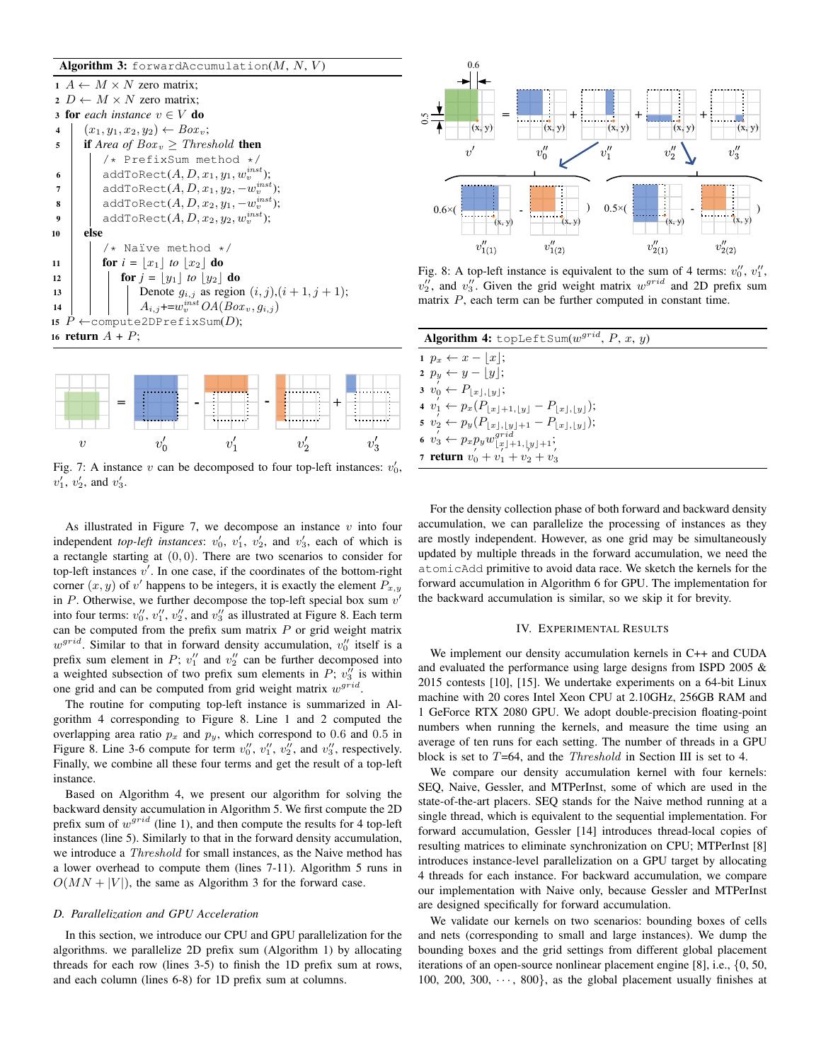**Algorithm 3:** forwardAccumulation($M$, $N$, $V$)

```
1  A ← M × N zero matrix;
2  D ← M × N zero matrix;
3  for each instance v ∈ V do
4      (x1, y1, x2, y2) ← Box_v;
5      if Area of Box_v ≥ Threshold then
           /* PrefixSum method */
6          addToRect(A, D, x1, y1, w_v^inst);
7          addToRect(A, D, x1, y2, −w_v^inst);
8          addToRect(A, D, x2, y1, −w_v^inst);
9          addToRect(A, D, x2, y2, w_v^inst);
10     else
           /* Naïve method */
11         for i = ⌊x1⌋ to ⌊x2⌋ do
12             for j = ⌊y1⌋ to ⌊y2⌋ do
13                 Denote g_{i,j} as region (i, j),(i + 1, j + 1);
14                 A_{i,j} += w_v^inst OA(Box_v, g_{i,j})
15 P ← compute2DPrefixSum(D);
16 return A + P;
```

Fig. 7: A instance $v$ can be decomposed to four top-left instances: $v'_0$, $v'_1$, $v'_2$, and $v'_3$.

As illustrated in Figure 7, we decompose an instance $v$ into four independent *top-left instances*: $v'_0$, $v'_1$, $v'_2$, and $v'_3$, each of which is a rectangle starting at $(0, 0)$. There are two scenarios to consider for top-left instances $v'$. In one case, if the coordinates of the bottom-right corner $(x, y)$ of $v'$ happens to be integers, it is exactly the element $P_{x,y}$ in $P$. Otherwise, we further decompose the top-left special box sum $v'$ into four terms: $v''_0$, $v''_1$, $v''_2$, and $v''_3$ as illustrated at Figure 8. Each term can be computed from the prefix sum matrix $P$ or grid weight matrix $w^{grid}$. Similar to that in forward density accumulation, $v''_0$ itself is a prefix sum element in $P$; $v''_1$ and $v''_2$ can be further decomposed into a weighted subsection of two prefix sum elements in $P$; $v''_3$ is within one grid and can be computed from grid weight matrix $w^{grid}$.

The routine for computing top-left instance is summarized in Algorithm 4 corresponding to Figure 8. Line 1 and 2 computed the overlapping area ratio $p_x$ and $p_y$, which correspond to 0.6 and 0.5 in Figure 8. Line 3-6 compute for term $v''_0$, $v''_1$, $v''_2$, and $v''_3$, respectively. Finally, we combine all these four terms and get the result of a top-left instance.

Based on Algorithm 4, we present our algorithm for solving the backward density accumulation in Algorithm 5. We first compute the 2D prefix sum of $w^{grid}$ (line 1), and then compute the results for 4 top-left instances (line 5). Similarly to that in the forward density accumulation, we introduce a *Threshold* for small instances, as the Naive method has a lower overhead to compute them (lines 7-11). Algorithm 5 runs in $O(MN + |V|)$, the same as Algorithm 3 for the forward case.

### D. Parallelization and GPU Acceleration

In this section, we introduce our CPU and GPU parallelization for the algorithms. we parallelize 2D prefix sum (Algorithm 1) by allocating threads for each row (lines 3-5) to finish the 1D prefix sum at rows, and each column (lines 6-8) for 1D prefix sum at columns.

Fig. 8: A top-left instance is equivalent to the sum of 4 terms: $v''_0$, $v''_1$, $v''_2$, and $v''_3$. Given the grid weight matrix $w^{grid}$ and 2D prefix sum matrix $P$, each term can be further computed in constant time.

**Algorithm 4:** topLeftSum($w^{grid}$, $P$, $x$, $y$)

```
1  p_x ← x − ⌊x⌋;
2  p_y ← y − ⌊y⌋;
3  v''_0 ← P_{⌊x⌋,⌊y⌋};
4  v''_1 ← p_x (P_{⌊x⌋+1,⌊y⌋} − P_{⌊x⌋,⌊y⌋});
5  v''_2 ← p_y (P_{⌊x⌋,⌊y⌋+1} − P_{⌊x⌋,⌊y⌋});
6  v''_3 ← p_x p_y w^grid_{⌊x⌋+1,⌊y⌋+1};
7  return v''_0 + v''_1 + v''_2 + v''_3
```

For the density collection phase of both forward and backward density accumulation, we can parallelize the processing of instances as they are mostly independent. However, as one grid may be simultaneously updated by multiple threads in the forward accumulation, we need the atomicAdd primitive to avoid data race. We sketch the kernels for the forward accumulation in Algorithm 6 for GPU. The implementation for the backward accumulation is similar, so we skip it for brevity.

## IV. Experimental Results

We implement our density accumulation kernels in C++ and CUDA and evaluated the performance using large designs from ISPD 2005 & 2015 contests [10], [15]. We undertake experiments on a 64-bit Linux machine with 20 cores Intel Xeon CPU at 2.10GHz, 256GB RAM and 1 GeForce RTX 2080 GPU. We adopt double-precision floating-point numbers when running the kernels, and measure the time using an average of ten runs for each setting. The number of threads in a GPU block is set to $T$=64, and the *Threshold* in Section III is set to 4.

We compare our density accumulation kernel with four kernels: SEQ, Naive, Gessler, and MTPerInst, some of which are used in the state-of-the-art placers. SEQ stands for the Naive method running at a single thread, which is equivalent to the sequential implementation. For forward accumulation, Gessler [14] introduces thread-local copies of resulting matrices to eliminate synchronization on CPU; MTPerInst [8] introduces instance-level parallelization on a GPU target by allocating 4 threads for each instance. For backward accumulation, we compare our implementation with Naive only, because Gessler and MTPerInst are designed specifically for forward accumulation.

We validate our kernels on two scenarios: bounding boxes of cells and nets (corresponding to small and large instances). We dump the bounding boxes and the grid settings from different global placement iterations of an open-source nonlinear placement engine [8], i.e., {0, 50, 100, 200, 300, $\cdots$, 800}, as the global placement usually finishes at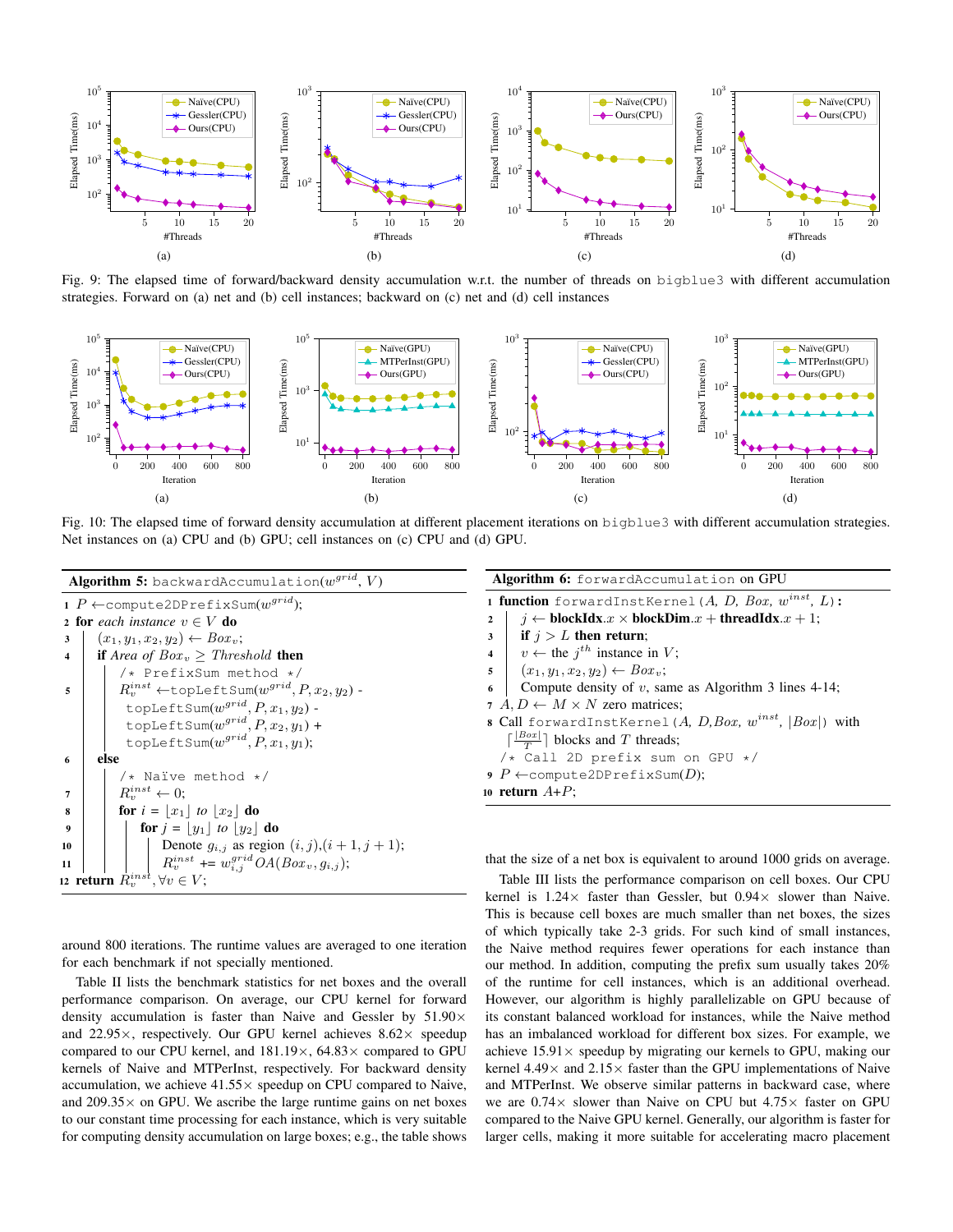Fig. 9: The elapsed time of forward/backward density accumulation w.r.t. the number of threads on `bigblue3` with different accumulation strategies. Forward on (a) net and (b) cell instances; backward on (c) net and (d) cell instances

Fig. 10: The elapsed time of forward density accumulation at different placement iterations on `bigblue3` with different accumulation strategies. Net instances on (a) CPU and (b) GPU; cell instances on (c) CPU and (d) GPU.

**Algorithm 5:** `backwardAccumulation`($w^{grid}$, $V$)

```
1  P ← compute2DPrefixSum(w^grid);
2  for each instance v ∈ V do
3      (x1, y1, x2, y2) ← Box_v;
4      if Area of Box_v ≥ Threshold then
           /* PrefixSum method */
5          R_v^inst ← topLeftSum(w^grid, P, x2, y2) -
               topLeftSum(w^grid, P, x1, y2) -
               topLeftSum(w^grid, P, x2, y1) +
               topLeftSum(w^grid, P, x1, y1);
6      else
           /* Naïve method */
7          R_v^inst ← 0;
8          for i = ⌊x1⌋ to ⌊x2⌋ do
9              for j = ⌊y1⌋ to ⌊y2⌋ do
10                 Denote g_{i,j} as region (i,j),(i+1,j+1);
11                 R_v^inst += w_{i,j}^grid OA(Box_v, g_{i,j});
12 return R_v^inst, ∀v ∈ V;
```

**Algorithm 6:** `forwardAccumulation` on GPU

```
1  function forwardInstKernel(A, D, Box, w^inst, L):
2      j ← blockIdx.x × blockDim.x + threadIdx.x + 1;
3      if j > L then return;
4      v ← the j^th instance in V;
5      (x1, y1, x2, y2) ← Box_v;
6      Compute density of v, same as Algorithm 3 lines 4-14;
7  A, D ← M × N zero matrices;
8  Call forwardInstKernel(A, D, Box, w^inst, |Box|) with
       ⌈|Box|/T⌉ blocks and T threads;
   /* Call 2D prefix sum on GPU */
9  P ← compute2DPrefixSum(D);
10 return A+P;
```

around 800 iterations. The runtime values are averaged to one iteration for each benchmark if not specially mentioned.

Table II lists the benchmark statistics for net boxes and the overall performance comparison. On average, our CPU kernel for forward density accumulation is faster than Naive and Gessler by 51.90× and 22.95×, respectively. Our GPU kernel achieves 8.62× speedup compared to our CPU kernel, and 181.19×, 64.83× compared to GPU kernels of Naive and MTPerInst, respectively. For backward density accumulation, we achieve 41.55× speedup on CPU compared to Naive, and 209.35× on GPU. We ascribe the large runtime gains on net boxes to our constant time processing for each instance, which is very suitable for computing density accumulation on large boxes; e.g., the table shows that the size of a net box is equivalent to around 1000 grids on average.

Table III lists the performance comparison on cell boxes. Our CPU kernel is 1.24× faster than Gessler, but 0.94× slower than Naive. This is because cell boxes are much smaller than net boxes, the sizes of which typically take 2-3 grids. For such kind of small instances, the Naive method requires fewer operations for each instance than our method. In addition, computing the prefix sum usually takes 20% of the runtime for cell instances, which is an additional overhead. However, our algorithm is highly parallelizable on GPU because of its constant balanced workload for instances, while the Naive method has an imbalanced workload for different box sizes. For example, we achieve 15.91× speedup by migrating our kernels to GPU, making our kernel 4.49× and 2.15× faster than the GPU implementations of Naive and MTPerInst. We observe similar patterns in backward case, where we are 0.74× slower than Naive on CPU but 4.75× faster on GPU compared to the Naive GPU kernel. Generally, our algorithm is faster for larger cells, making it more suitable for accelerating macro placement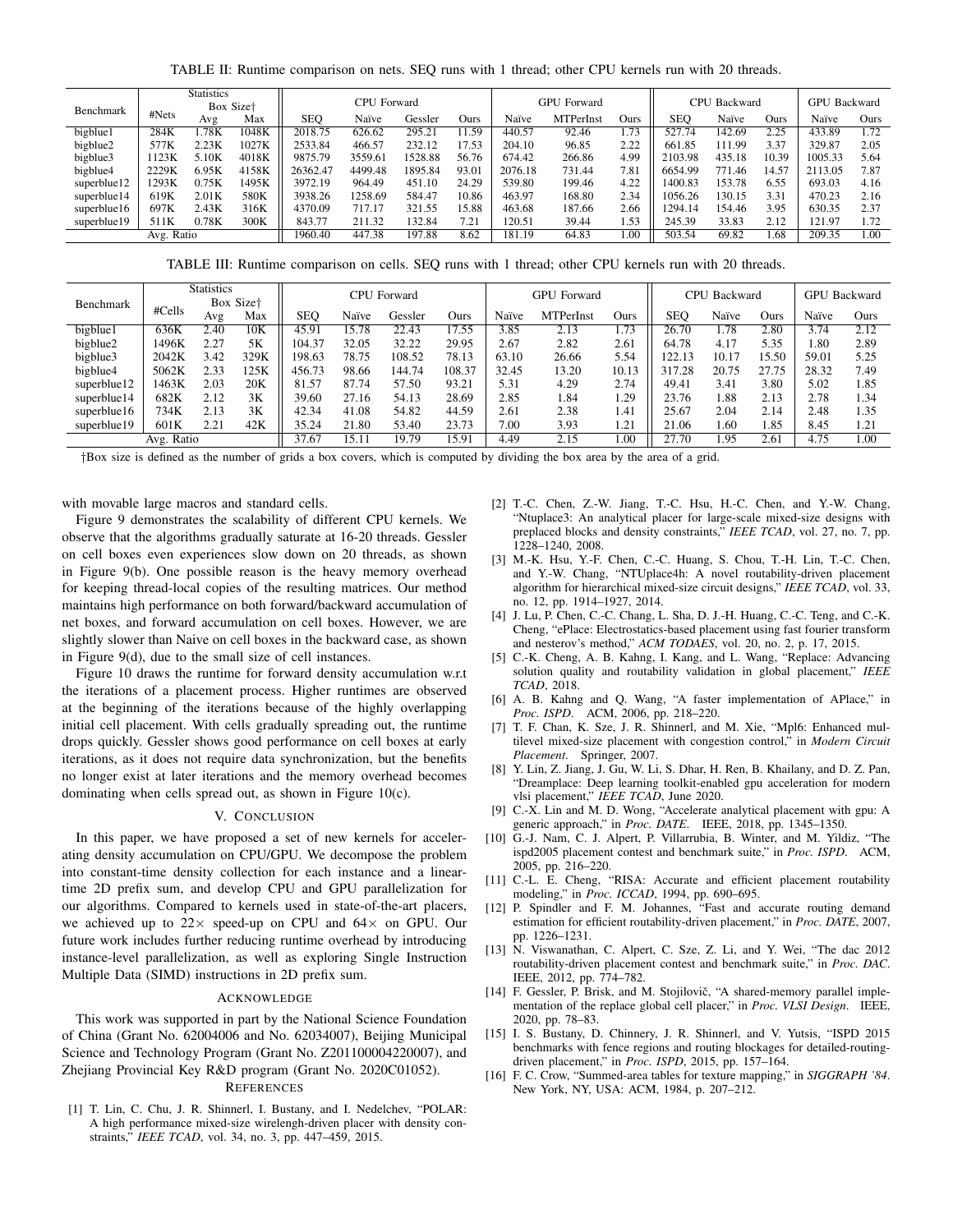TABLE II: Runtime comparison on nets. SEQ runs with 1 thread; other CPU kernels run with 20 threads.

| Benchmark | Statistics | | | CPU Forward | | | | GPU Forward | | | CPU Backward | | | GPU Backward | |
|---|---|---|---|---|---|---|---|---|---|---|---|---|---|---|---|
| | #Nets | Box Size† Avg | Box Size† Max | SEQ | Naïve | Gessler | Ours | Naïve | MTPerInst | Ours | SEQ | Naïve | Ours | Naïve | Ours |
| bigblue1 | 284K | 1.78K | 1048K | 2018.75 | 626.62 | 295.21 | 11.59 | 440.57 | 92.46 | 1.73 | 527.74 | 142.69 | 2.25 | 433.89 | 1.72 |
| bigblue2 | 577K | 2.23K | 1027K | 2533.84 | 466.57 | 232.12 | 17.53 | 204.10 | 96.85 | 2.22 | 661.85 | 111.99 | 3.37 | 329.87 | 2.05 |
| bigblue3 | 1123K | 5.10K | 4018K | 9875.79 | 3559.61 | 1528.88 | 56.76 | 674.42 | 266.86 | 4.99 | 2103.98 | 435.18 | 10.39 | 1005.33 | 5.64 |
| bigblue4 | 2229K | 6.95K | 4158K | 26362.47 | 4499.48 | 1895.84 | 93.01 | 2076.18 | 731.44 | 7.81 | 6654.99 | 771.46 | 14.57 | 2113.05 | 7.87 |
| superblue12 | 1293K | 0.75K | 1495K | 3972.19 | 964.49 | 451.10 | 24.29 | 539.80 | 199.46 | 4.22 | 1400.83 | 153.78 | 6.55 | 693.03 | 4.16 |
| superblue14 | 619K | 2.01K | 580K | 3938.26 | 1258.69 | 584.47 | 10.86 | 463.97 | 168.80 | 2.34 | 1056.26 | 130.15 | 3.31 | 470.23 | 2.16 |
| superblue16 | 697K | 2.43K | 316K | 4370.09 | 717.17 | 321.55 | 15.88 | 463.68 | 187.66 | 2.66 | 1294.14 | 154.46 | 3.95 | 630.35 | 2.37 |
| superblue19 | 511K | 0.78K | 300K | 843.77 | 211.32 | 132.84 | 7.21 | 120.51 | 39.44 | 1.53 | 245.39 | 33.83 | 2.12 | 121.97 | 1.72 |
| Avg. Ratio | | | | 1960.40 | 447.38 | 197.88 | 8.62 | 181.19 | 64.83 | 1.00 | 503.54 | 69.82 | 1.68 | 209.35 | 1.00 |

TABLE III: Runtime comparison on cells. SEQ runs with 1 thread; other CPU kernels run with 20 threads.

| Benchmark | Statistics | | | CPU Forward | | | | GPU Forward | | | CPU Backward | | | GPU Backward | |
|---|---|---|---|---|---|---|---|---|---|---|---|---|---|---|---|
| | #Cells | Box Size† Avg | Box Size† Max | SEQ | Naïve | Gessler | Ours | Naïve | MTPerInst | Ours | SEQ | Naïve | Ours | Naïve | Ours |
| bigblue1 | 636K | 2.40 | 10K | 45.91 | 15.78 | 22.43 | 17.55 | 3.85 | 2.13 | 1.73 | 26.70 | 1.78 | 2.80 | 3.74 | 2.12 |
| bigblue2 | 1496K | 2.27 | 5K | 104.37 | 32.05 | 32.22 | 29.95 | 2.67 | 2.82 | 2.61 | 64.78 | 4.17 | 5.35 | 1.80 | 2.89 |
| bigblue3 | 2042K | 3.42 | 329K | 198.63 | 78.75 | 108.52 | 78.13 | 63.10 | 26.66 | 5.54 | 122.13 | 10.17 | 15.50 | 59.01 | 5.25 |
| bigblue4 | 5062K | 2.33 | 125K | 456.73 | 98.66 | 144.74 | 108.37 | 32.45 | 13.20 | 10.13 | 317.28 | 20.75 | 27.75 | 28.32 | 7.49 |
| superblue12 | 1463K | 2.03 | 20K | 81.57 | 87.74 | 57.50 | 93.21 | 5.31 | 4.29 | 2.74 | 49.41 | 3.41 | 3.80 | 5.02 | 1.85 |
| superblue14 | 682K | 2.12 | 3K | 39.60 | 27.16 | 54.13 | 28.69 | 2.85 | 1.84 | 1.29 | 23.76 | 1.88 | 2.13 | 2.78 | 1.34 |
| superblue16 | 734K | 2.13 | 3K | 42.34 | 41.08 | 54.82 | 44.59 | 2.61 | 2.38 | 1.41 | 25.67 | 2.04 | 2.14 | 2.48 | 1.35 |
| superblue19 | 601K | 2.21 | 42K | 35.24 | 21.80 | 53.40 | 23.73 | 7.00 | 3.93 | 1.21 | 21.06 | 1.60 | 1.85 | 8.45 | 1.21 |
| Avg. Ratio | | | | 37.67 | 15.11 | 19.79 | 15.91 | 4.49 | 2.15 | 1.00 | 27.70 | 1.95 | 2.61 | 4.75 | 1.00 |

†Box size is defined as the number of grids a box covers, which is computed by dividing the box area by the area of a grid.

with movable large macros and standard cells.

Figure 9 demonstrates the scalability of different CPU kernels. We observe that the algorithms gradually saturate at 16-20 threads. Gessler on cell boxes even experiences slow down on 20 threads, as shown in Figure 9(b). One possible reason is the heavy memory overhead for keeping thread-local copies of the resulting matrices. Our method maintains high performance on both forward/backward accumulation of net boxes, and forward accumulation on cell boxes. However, we are slightly slower than Naive on cell boxes in the backward case, as shown in Figure 9(d), due to the small size of cell instances.

Figure 10 draws the runtime for forward density accumulation w.r.t the iterations of a placement process. Higher runtimes are observed at the beginning of the iterations because of the highly overlapping initial cell placement. With cells gradually spreading out, the runtime drops quickly. Gessler shows good performance on cell boxes at early iterations, as it does not require data synchronization, but the benefits no longer exist at later iterations and the memory overhead becomes dominating when cells spread out, as shown in Figure 10(c).

## V. Conclusion

In this paper, we have proposed a set of new kernels for accelerating density accumulation on CPU/GPU. We decompose the problem into constant-time density collection for each instance and a linear-time 2D prefix sum, and develop CPU and GPU parallelization for our algorithms. Compared to kernels used in state-of-the-art placers, we achieved up to $22\times$ speed-up on CPU and $64\times$ on GPU. Our future work includes further reducing runtime overhead by introducing instance-level parallelization, as well as exploring Single Instruction Multiple Data (SIMD) instructions in 2D prefix sum.

## Acknowledge

This work was supported in part by the National Science Foundation of China (Grant No. 62004006 and No. 62034007), Beijing Municipal Science and Technology Program (Grant No. Z201100004220007), and Zhejiang Provincial Key R&D program (Grant No. 2020C01052).

## References

[1] T. Lin, C. Chu, J. R. Shinnerl, I. Bustany, and I. Nedelchev, "POLAR: A high performance mixed-size wirelengh-driven placer with density constraints," *IEEE TCAD*, vol. 34, no. 3, pp. 447–459, 2015.

[2] T.-C. Chen, Z.-W. Jiang, T.-C. Hsu, H.-C. Chen, and Y.-W. Chang, "Ntuplace3: An analytical placer for large-scale mixed-size designs with preplaced blocks and density constraints," *IEEE TCAD*, vol. 27, no. 7, pp. 1228–1240, 2008.

[3] M.-K. Hsu, Y.-F. Chen, C.-C. Huang, S. Chou, T.-H. Lin, T.-C. Chen, and Y.-W. Chang, "NTUplace4h: A novel routability-driven placement algorithm for hierarchical mixed-size circuit designs," *IEEE TCAD*, vol. 33, no. 12, pp. 1914–1927, 2014.

[4] J. Lu, P. Chen, C.-C. Chang, L. Sha, D. J.-H. Huang, C.-C. Teng, and C.-K. Cheng, "ePlace: Electrostatics-based placement using fast fourier transform and nesterov's method," *ACM TODAES*, vol. 20, no. 2, p. 17, 2015.

[5] C.-K. Cheng, A. B. Kahng, I. Kang, and L. Wang, "Replace: Advancing solution quality and routability validation in global placement," *IEEE TCAD*, 2018.

[6] A. B. Kahng and Q. Wang, "A faster implementation of APlace," in *Proc. ISPD*. ACM, 2006, pp. 218–220.

[7] T. F. Chan, K. Sze, J. R. Shinnerl, and M. Xie, "Mpl6: Enhanced multilevel mixed-size placement with congestion control," in *Modern Circuit Placement*. Springer, 2007.

[8] Y. Lin, Z. Jiang, J. Gu, W. Li, S. Dhar, H. Ren, B. Khailany, and D. Z. Pan, "Dreamplace: Deep learning toolkit-enabled gpu acceleration for modern vlsi placement," *IEEE TCAD*, June 2020.

[9] C.-X. Lin and M. D. Wong, "Accelerate analytical placement with gpu: A generic approach," in *Proc. DATE*. IEEE, 2018, pp. 1345–1350.

[10] G.-J. Nam, C. J. Alpert, P. Villarrubia, B. Winter, and M. Yildiz, "The ispd2005 placement contest and benchmark suite," in *Proc. ISPD*. ACM, 2005, pp. 216–220.

[11] C.-L. E. Cheng, "RISA: Accurate and efficient placement routability modeling," in *Proc. ICCAD*, 1994, pp. 690–695.

[12] P. Spindler and F. M. Johannes, "Fast and accurate routing demand estimation for efficient routability-driven placement," in *Proc. DATE*, 2007, pp. 1226–1231.

[13] N. Viswanathan, C. Alpert, C. Sze, Z. Li, and Y. Wei, "The dac 2012 routability-driven placement contest and benchmark suite," in *Proc. DAC*. IEEE, 2012, pp. 774–782.

[14] F. Gessler, P. Brisk, and M. Stojilović, "A shared-memory parallel implementation of the replace global cell placer," in *Proc. VLSI Design*. IEEE, 2020, pp. 78–83.

[15] I. S. Bustany, D. Chinnery, J. R. Shinnerl, and V. Yutsis, "ISPD 2015 benchmarks with fence regions and routing blockages for detailed-routing-driven placement," in *Proc. ISPD*, 2015, pp. 157–164.

[16] F. C. Crow, "Summed-area tables for texture mapping," in *SIGGRAPH '84*. New York, NY, USA: ACM, 1984, p. 207–212.